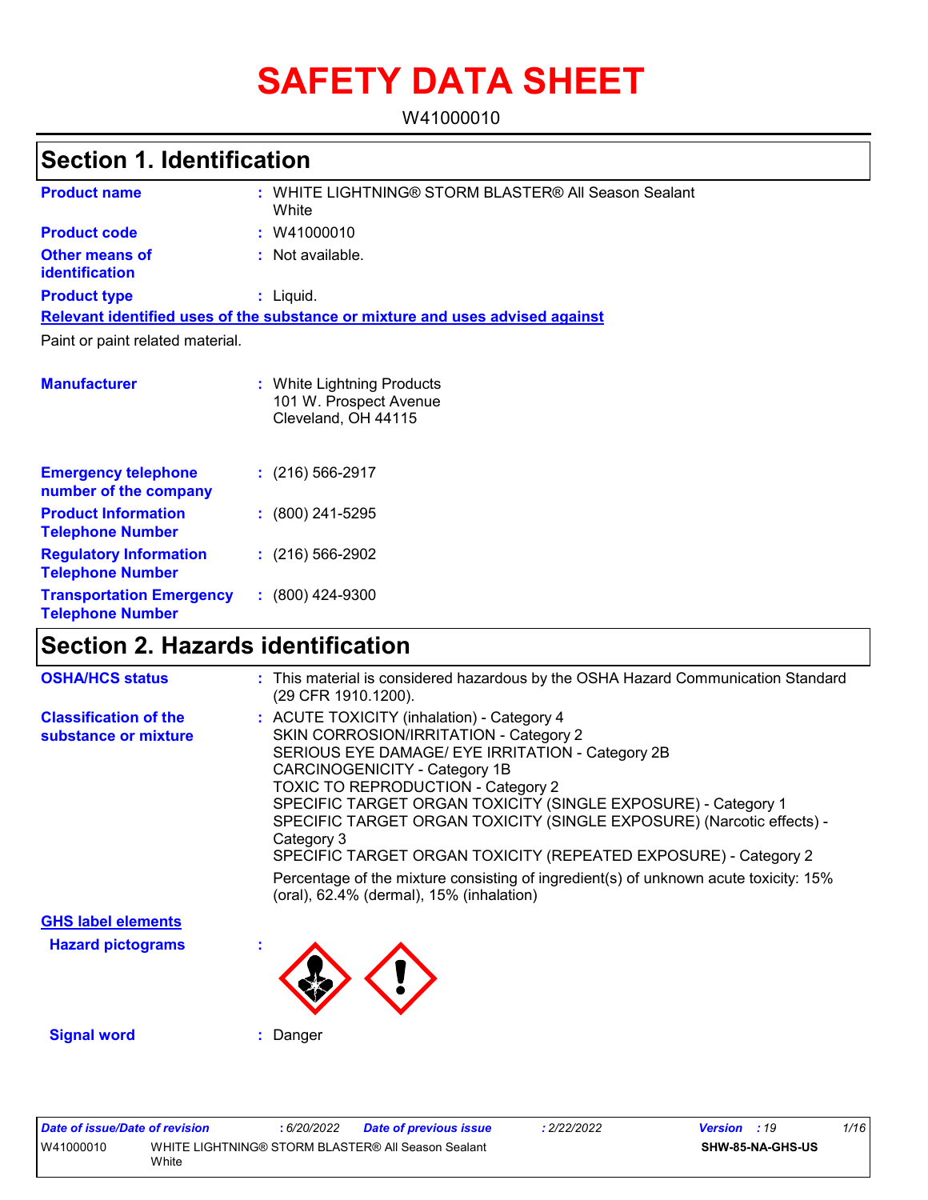# SAFETY DATA SHEET

W41000010

## Section 1. Identification

**Product name** : WHITE LIGHTNING® STORM BLASTER® All Season Sealant White

**Product code** : W41000010

**Other means of identification** : Not available.

**Product type** : Liquid.

**Relevant identified uses of the substance or mixture and uses advised against**

Paint or paint related material.

**Manufacturer** : White Lightning Products
101 W. Prospect Avenue
Cleveland, OH 44115

**Emergency telephone number of the company** : (216) 566-2917

**Product Information Telephone Number** : (800) 241-5295

**Regulatory Information Telephone Number** : (216) 566-2902

**Transportation Emergency Telephone Number** : (800) 424-9300

## Section 2. Hazards identification

**OSHA/HCS status** : This material is considered hazardous by the OSHA Hazard Communication Standard (29 CFR 1910.1200).

**Classification of the substance or mixture** : ACUTE TOXICITY (inhalation) - Category 4
SKIN CORROSION/IRRITATION - Category 2
SERIOUS EYE DAMAGE/ EYE IRRITATION - Category 2B
CARCINOGENICITY - Category 1B
TOXIC TO REPRODUCTION - Category 2
SPECIFIC TARGET ORGAN TOXICITY (SINGLE EXPOSURE) - Category 1
SPECIFIC TARGET ORGAN TOXICITY (SINGLE EXPOSURE) (Narcotic effects) - Category 3
SPECIFIC TARGET ORGAN TOXICITY (REPEATED EXPOSURE) - Category 2

Percentage of the mixture consisting of ingredient(s) of unknown acute toxicity: 15% (oral), 62.4% (dermal), 15% (inhalation)

**GHS label elements**

**Hazard pictograms** :

**Signal word** : Danger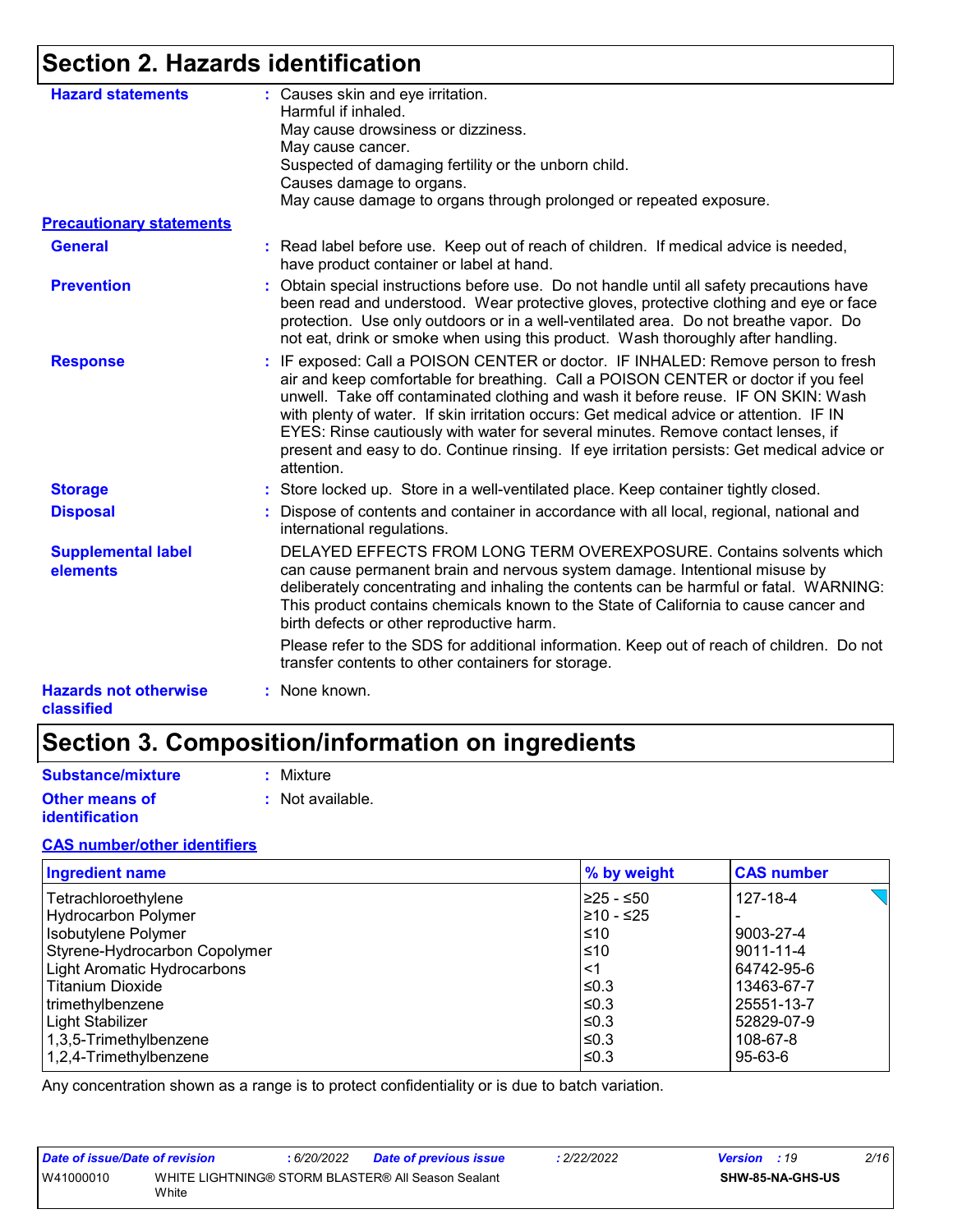## Section 2. Hazards identification

**Hazard statements** : Causes skin and eye irritation.
Harmful if inhaled.
May cause drowsiness or dizziness.
May cause cancer.
Suspected of damaging fertility or the unborn child.
Causes damage to organs.
May cause damage to organs through prolonged or repeated exposure.

**Precautionary statements**

**General** : Read label before use. Keep out of reach of children. If medical advice is needed, have product container or label at hand.

**Prevention** : Obtain special instructions before use. Do not handle until all safety precautions have been read and understood. Wear protective gloves, protective clothing and eye or face protection. Use only outdoors or in a well-ventilated area. Do not breathe vapor. Do not eat, drink or smoke when using this product. Wash thoroughly after handling.

**Response** : IF exposed: Call a POISON CENTER or doctor. IF INHALED: Remove person to fresh air and keep comfortable for breathing. Call a POISON CENTER or doctor if you feel unwell. Take off contaminated clothing and wash it before reuse. IF ON SKIN: Wash with plenty of water. If skin irritation occurs: Get medical advice or attention. IF IN EYES: Rinse cautiously with water for several minutes. Remove contact lenses, if present and easy to do. Continue rinsing. If eye irritation persists: Get medical advice or attention.

**Storage** : Store locked up. Store in a well-ventilated place. Keep container tightly closed.

**Disposal** : Dispose of contents and container in accordance with all local, regional, national and international regulations.

**Supplemental label elements**
DELAYED EFFECTS FROM LONG TERM OVEREXPOSURE. Contains solvents which can cause permanent brain and nervous system damage. Intentional misuse by deliberately concentrating and inhaling the contents can be harmful or fatal. WARNING: This product contains chemicals known to the State of California to cause cancer and birth defects or other reproductive harm.

Please refer to the SDS for additional information. Keep out of reach of children. Do not transfer contents to other containers for storage.

**Hazards not otherwise classified** : None known.

## Section 3. Composition/information on ingredients

**Substance/mixture** : Mixture

**Other means of identification** : Not available.

**CAS number/other identifiers**

| Ingredient name | % by weight | CAS number |
|---|---|---|
| Tetrachloroethylene | ≥25 - ≤50 | 127-18-4 |
| Hydrocarbon Polymer | ≥10 - ≤25 | - |
| Isobutylene Polymer | ≤10 | 9003-27-4 |
| Styrene-Hydrocarbon Copolymer | ≤10 | 9011-11-4 |
| Light Aromatic Hydrocarbons | <1 | 64742-95-6 |
| Titanium Dioxide | ≤0.3 | 13463-67-7 |
| trimethylbenzene | ≤0.3 | 25551-13-7 |
| Light Stabilizer | ≤0.3 | 52829-07-9 |
| 1,3,5-Trimethylbenzene | ≤0.3 | 108-67-8 |
| 1,2,4-Trimethylbenzene | ≤0.3 | 95-63-6 |

Any concentration shown as a range is to protect confidentiality or is due to batch variation.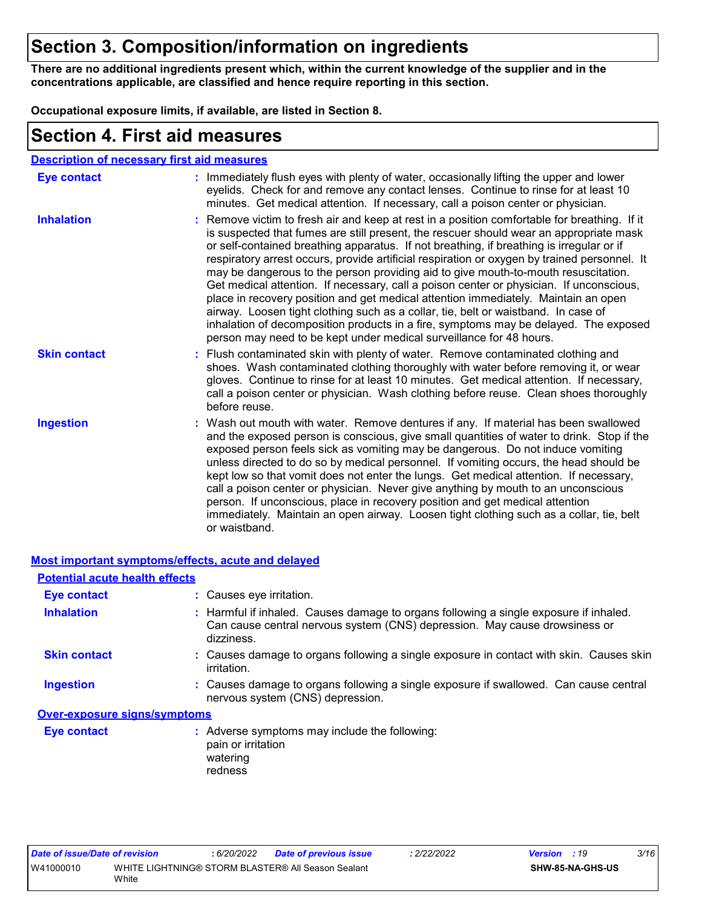# Section 3. Composition/information on ingredients

**There are no additional ingredients present which, within the current knowledge of the supplier and in the concentrations applicable, are classified and hence require reporting in this section.**

**Occupational exposure limits, if available, are listed in Section 8.**

# Section 4. First aid measures

## Description of necessary first aid measures

**Eye contact** : Immediately flush eyes with plenty of water, occasionally lifting the upper and lower eyelids. Check for and remove any contact lenses. Continue to rinse for at least 10 minutes. Get medical attention. If necessary, call a poison center or physician.

**Inhalation** : Remove victim to fresh air and keep at rest in a position comfortable for breathing. If it is suspected that fumes are still present, the rescuer should wear an appropriate mask or self-contained breathing apparatus. If not breathing, if breathing is irregular or if respiratory arrest occurs, provide artificial respiration or oxygen by trained personnel. It may be dangerous to the person providing aid to give mouth-to-mouth resuscitation. Get medical attention. If necessary, call a poison center or physician. If unconscious, place in recovery position and get medical attention immediately. Maintain an open airway. Loosen tight clothing such as a collar, tie, belt or waistband. In case of inhalation of decomposition products in a fire, symptoms may be delayed. The exposed person may need to be kept under medical surveillance for 48 hours.

**Skin contact** : Flush contaminated skin with plenty of water. Remove contaminated clothing and shoes. Wash contaminated clothing thoroughly with water before removing it, or wear gloves. Continue to rinse for at least 10 minutes. Get medical attention. If necessary, call a poison center or physician. Wash clothing before reuse. Clean shoes thoroughly before reuse.

**Ingestion** : Wash out mouth with water. Remove dentures if any. If material has been swallowed and the exposed person is conscious, give small quantities of water to drink. Stop if the exposed person feels sick as vomiting may be dangerous. Do not induce vomiting unless directed to do so by medical personnel. If vomiting occurs, the head should be kept low so that vomit does not enter the lungs. Get medical attention. If necessary, call a poison center or physician. Never give anything by mouth to an unconscious person. If unconscious, place in recovery position and get medical attention immediately. Maintain an open airway. Loosen tight clothing such as a collar, tie, belt or waistband.

## Most important symptoms/effects, acute and delayed

### Potential acute health effects

**Eye contact** : Causes eye irritation.

**Inhalation** : Harmful if inhaled. Causes damage to organs following a single exposure if inhaled. Can cause central nervous system (CNS) depression. May cause drowsiness or dizziness.

**Skin contact** : Causes damage to organs following a single exposure in contact with skin. Causes skin irritation.

**Ingestion** : Causes damage to organs following a single exposure if swallowed. Can cause central nervous system (CNS) depression.

### Over-exposure signs/symptoms

**Eye contact** : Adverse symptoms may include the following:
pain or irritation
watering
redness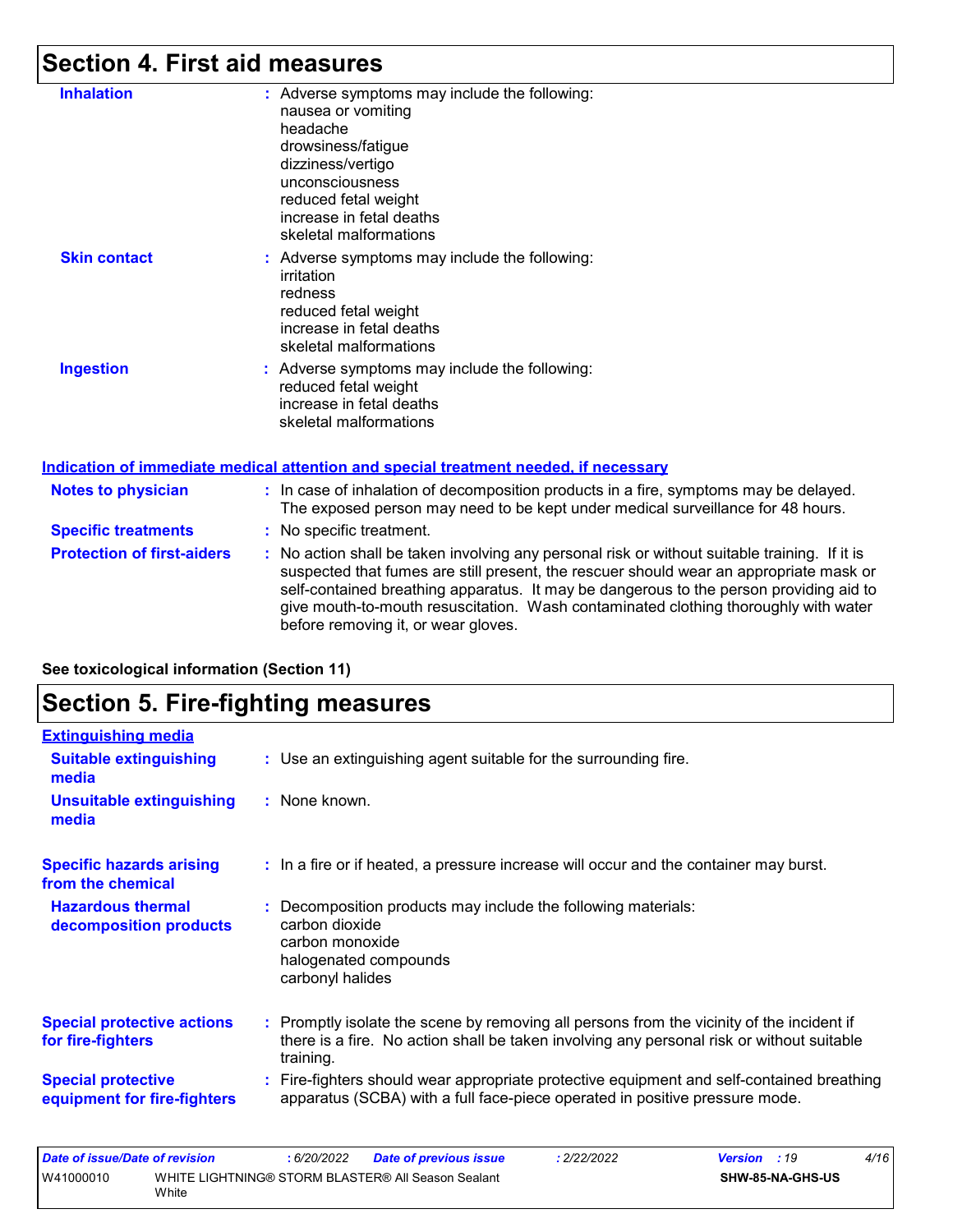## Section 4. First aid measures

**Inhalation** : Adverse symptoms may include the following:
nausea or vomiting
headache
drowsiness/fatigue
dizziness/vertigo
unconsciousness
reduced fetal weight
increase in fetal deaths
skeletal malformations

**Skin contact** : Adverse symptoms may include the following:
irritation
redness
reduced fetal weight
increase in fetal deaths
skeletal malformations

**Ingestion** : Adverse symptoms may include the following:
reduced fetal weight
increase in fetal deaths
skeletal malformations

**Indication of immediate medical attention and special treatment needed, if necessary**

**Notes to physician** : In case of inhalation of decomposition products in a fire, symptoms may be delayed. The exposed person may need to be kept under medical surveillance for 48 hours.

**Specific treatments** : No specific treatment.

**Protection of first-aiders** : No action shall be taken involving any personal risk or without suitable training. If it is suspected that fumes are still present, the rescuer should wear an appropriate mask or self-contained breathing apparatus. It may be dangerous to the person providing aid to give mouth-to-mouth resuscitation. Wash contaminated clothing thoroughly with water before removing it, or wear gloves.

**See toxicological information (Section 11)**

## Section 5. Fire-fighting measures

**Extinguishing media**

**Suitable extinguishing media** : Use an extinguishing agent suitable for the surrounding fire.

**Unsuitable extinguishing media** : None known.

**Specific hazards arising from the chemical** : In a fire or if heated, a pressure increase will occur and the container may burst.

**Hazardous thermal decomposition products** : Decomposition products may include the following materials:
carbon dioxide
carbon monoxide
halogenated compounds
carbonyl halides

**Special protective actions for fire-fighters** : Promptly isolate the scene by removing all persons from the vicinity of the incident if there is a fire. No action shall be taken involving any personal risk or without suitable training.

**Special protective equipment for fire-fighters** : Fire-fighters should wear appropriate protective equipment and self-contained breathing apparatus (SCBA) with a full face-piece operated in positive pressure mode.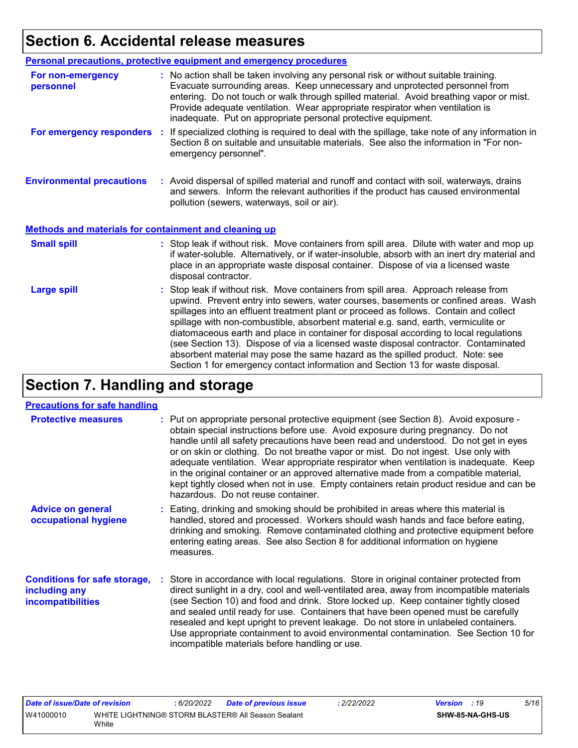## Section 6. Accidental release measures

### Personal precautions, protective equipment and emergency procedures

**For non-emergency personnel** : No action shall be taken involving any personal risk or without suitable training. Evacuate surrounding areas. Keep unnecessary and unprotected personnel from entering. Do not touch or walk through spilled material. Avoid breathing vapor or mist. Provide adequate ventilation. Wear appropriate respirator when ventilation is inadequate. Put on appropriate personal protective equipment.

**For emergency responders** : If specialized clothing is required to deal with the spillage, take note of any information in Section 8 on suitable and unsuitable materials. See also the information in "For non-emergency personnel".

**Environmental precautions** : Avoid dispersal of spilled material and runoff and contact with soil, waterways, drains and sewers. Inform the relevant authorities if the product has caused environmental pollution (sewers, waterways, soil or air).

### Methods and materials for containment and cleaning up

**Small spill** : Stop leak if without risk. Move containers from spill area. Dilute with water and mop up if water-soluble. Alternatively, or if water-insoluble, absorb with an inert dry material and place in an appropriate waste disposal container. Dispose of via a licensed waste disposal contractor.

**Large spill** : Stop leak if without risk. Move containers from spill area. Approach release from upwind. Prevent entry into sewers, water courses, basements or confined areas. Wash spillages into an effluent treatment plant or proceed as follows. Contain and collect spillage with non-combustible, absorbent material e.g. sand, earth, vermiculite or diatomaceous earth and place in container for disposal according to local regulations (see Section 13). Dispose of via a licensed waste disposal contractor. Contaminated absorbent material may pose the same hazard as the spilled product. Note: see Section 1 for emergency contact information and Section 13 for waste disposal.

## Section 7. Handling and storage

### Precautions for safe handling

**Protective measures** : Put on appropriate personal protective equipment (see Section 8). Avoid exposure - obtain special instructions before use. Avoid exposure during pregnancy. Do not handle until all safety precautions have been read and understood. Do not get in eyes or on skin or clothing. Do not breathe vapor or mist. Do not ingest. Use only with adequate ventilation. Wear appropriate respirator when ventilation is inadequate. Keep in the original container or an approved alternative made from a compatible material, kept tightly closed when not in use. Empty containers retain product residue and can be hazardous. Do not reuse container.

**Advice on general occupational hygiene** : Eating, drinking and smoking should be prohibited in areas where this material is handled, stored and processed. Workers should wash hands and face before eating, drinking and smoking. Remove contaminated clothing and protective equipment before entering eating areas. See also Section 8 for additional information on hygiene measures.

**Conditions for safe storage, including any incompatibilities** : Store in accordance with local regulations. Store in original container protected from direct sunlight in a dry, cool and well-ventilated area, away from incompatible materials (see Section 10) and food and drink. Store locked up. Keep container tightly closed and sealed until ready for use. Containers that have been opened must be carefully resealed and kept upright to prevent leakage. Do not store in unlabeled containers. Use appropriate containment to avoid environmental contamination. See Section 10 for incompatible materials before handling or use.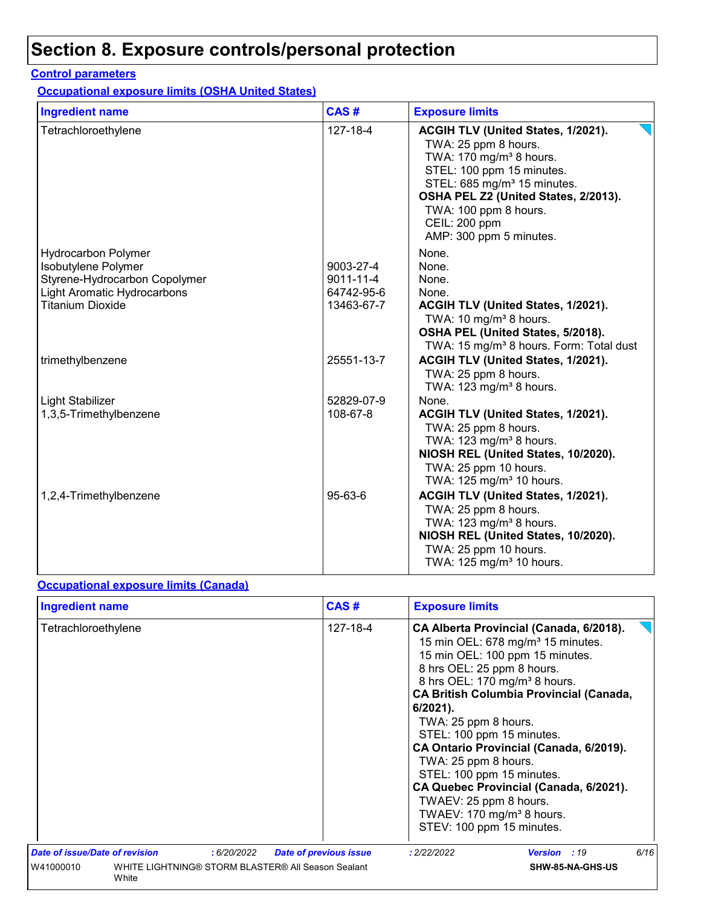# Section 8. Exposure controls/personal protection

**Control parameters**

**Occupational exposure limits (OSHA United States)**

| Ingredient name | CAS # | Exposure limits |
| --- | --- | --- |
| Tetrachloroethylene | 127-18-4 | **ACGIH TLV (United States, 1/2021).**<br>TWA: 25 ppm 8 hours.<br>TWA: 170 mg/m³ 8 hours.<br>STEL: 100 ppm 15 minutes.<br>STEL: 685 mg/m³ 15 minutes.<br>**OSHA PEL Z2 (United States, 2/2013).**<br>TWA: 100 ppm 8 hours.<br>CEIL: 200 ppm<br>AMP: 300 ppm 5 minutes. |
| Hydrocarbon Polymer | | None. |
| Isobutylene Polymer | 9003-27-4 | None. |
| Styrene-Hydrocarbon Copolymer | 9011-11-4 | None. |
| Light Aromatic Hydrocarbons | 64742-95-6 | None. |
| Titanium Dioxide | 13463-67-7 | **ACGIH TLV (United States, 1/2021).**<br>TWA: 10 mg/m³ 8 hours.<br>**OSHA PEL (United States, 5/2018).**<br>TWA: 15 mg/m³ 8 hours. Form: Total dust |
| trimethylbenzene | 25551-13-7 | **ACGIH TLV (United States, 1/2021).**<br>TWA: 25 ppm 8 hours.<br>TWA: 123 mg/m³ 8 hours. |
| Light Stabilizer | 52829-07-9 | None. |
| 1,3,5-Trimethylbenzene | 108-67-8 | **ACGIH TLV (United States, 1/2021).**<br>TWA: 25 ppm 8 hours.<br>TWA: 123 mg/m³ 8 hours.<br>**NIOSH REL (United States, 10/2020).**<br>TWA: 25 ppm 10 hours.<br>TWA: 125 mg/m³ 10 hours. |
| 1,2,4-Trimethylbenzene | 95-63-6 | **ACGIH TLV (United States, 1/2021).**<br>TWA: 25 ppm 8 hours.<br>TWA: 123 mg/m³ 8 hours.<br>**NIOSH REL (United States, 10/2020).**<br>TWA: 25 ppm 10 hours.<br>TWA: 125 mg/m³ 10 hours. |

**Occupational exposure limits (Canada)**

| Ingredient name | CAS # | Exposure limits |
| --- | --- | --- |
| Tetrachloroethylene | 127-18-4 | **CA Alberta Provincial (Canada, 6/2018).**<br>15 min OEL: 678 mg/m³ 15 minutes.<br>15 min OEL: 100 ppm 15 minutes.<br>8 hrs OEL: 25 ppm 8 hours.<br>8 hrs OEL: 170 mg/m³ 8 hours.<br>**CA British Columbia Provincial (Canada, 6/2021).**<br>TWA: 25 ppm 8 hours.<br>STEL: 100 ppm 15 minutes.<br>**CA Ontario Provincial (Canada, 6/2019).**<br>TWA: 25 ppm 8 hours.<br>STEL: 100 ppm 15 minutes.<br>**CA Quebec Provincial (Canada, 6/2021).**<br>TWAEV: 25 ppm 8 hours.<br>TWAEV: 170 mg/m³ 8 hours.<br>STEV: 100 ppm 15 minutes. |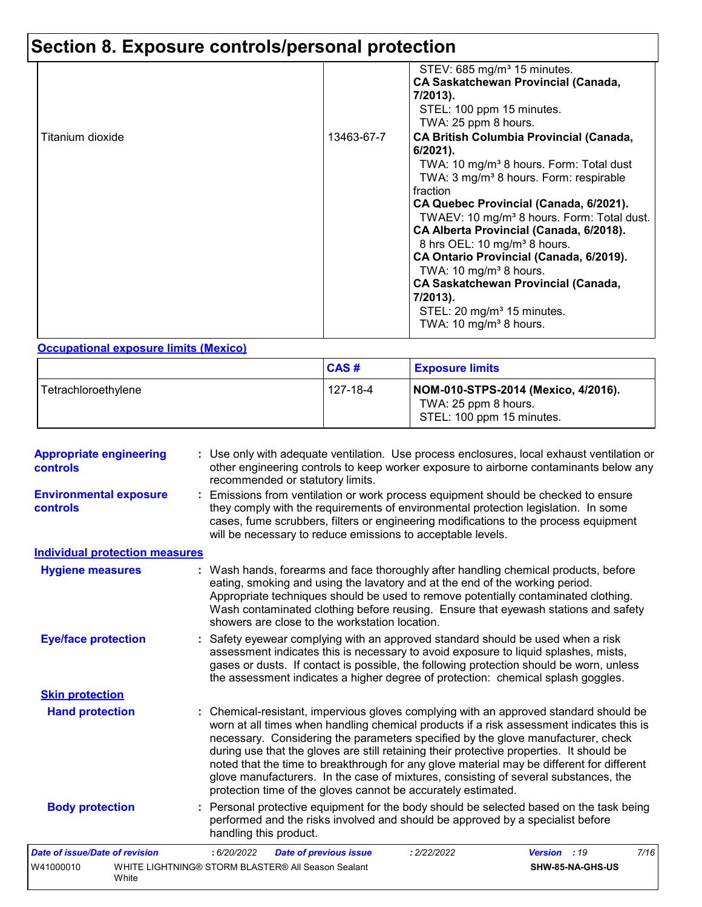# Section 8. Exposure controls/personal protection

| | | |
|---|---|---|
| | | STEV: 685 mg/m³ 15 minutes.<br>**CA Saskatchewan Provincial (Canada, 7/2013).**<br>STEL: 100 ppm 15 minutes.<br>TWA: 25 ppm 8 hours. |
| Titanium dioxide | 13463-67-7 | **CA British Columbia Provincial (Canada, 6/2021).**<br>TWA: 10 mg/m³ 8 hours. Form: Total dust<br>TWA: 3 mg/m³ 8 hours. Form: respirable fraction<br>**CA Quebec Provincial (Canada, 6/2021).**<br>TWAEV: 10 mg/m³ 8 hours. Form: Total dust.<br>**CA Alberta Provincial (Canada, 6/2018).**<br>8 hrs OEL: 10 mg/m³ 8 hours.<br>**CA Ontario Provincial (Canada, 6/2019).**<br>TWA: 10 mg/m³ 8 hours.<br>**CA Saskatchewan Provincial (Canada, 7/2013).**<br>STEL: 20 mg/m³ 15 minutes.<br>TWA: 10 mg/m³ 8 hours. |

**Occupational exposure limits (Mexico)**

| | CAS # | Exposure limits |
|---|---|---|
| Tetrachloroethylene | 127-18-4 | **NOM-010-STPS-2014 (Mexico, 4/2016).**<br>TWA: 25 ppm 8 hours.<br>STEL: 100 ppm 15 minutes. |

**Appropriate engineering controls** : Use only with adequate ventilation. Use process enclosures, local exhaust ventilation or other engineering controls to keep worker exposure to airborne contaminants below any recommended or statutory limits.

**Environmental exposure controls** : Emissions from ventilation or work process equipment should be checked to ensure they comply with the requirements of environmental protection legislation. In some cases, fume scrubbers, filters or engineering modifications to the process equipment will be necessary to reduce emissions to acceptable levels.

**Individual protection measures**

**Hygiene measures** : Wash hands, forearms and face thoroughly after handling chemical products, before eating, smoking and using the lavatory and at the end of the working period. Appropriate techniques should be used to remove potentially contaminated clothing. Wash contaminated clothing before reusing. Ensure that eyewash stations and safety showers are close to the workstation location.

**Eye/face protection** : Safety eyewear complying with an approved standard should be used when a risk assessment indicates this is necessary to avoid exposure to liquid splashes, mists, gases or dusts. If contact is possible, the following protection should be worn, unless the assessment indicates a higher degree of protection: chemical splash goggles.

**Skin protection**

**Hand protection** : Chemical-resistant, impervious gloves complying with an approved standard should be worn at all times when handling chemical products if a risk assessment indicates this is necessary. Considering the parameters specified by the glove manufacturer, check during use that the gloves are still retaining their protective properties. It should be noted that the time to breakthrough for any glove material may be different for different glove manufacturers. In the case of mixtures, consisting of several substances, the protection time of the gloves cannot be accurately estimated.

**Body protection** : Personal protective equipment for the body should be selected based on the task being performed and the risks involved and should be approved by a specialist before handling this product.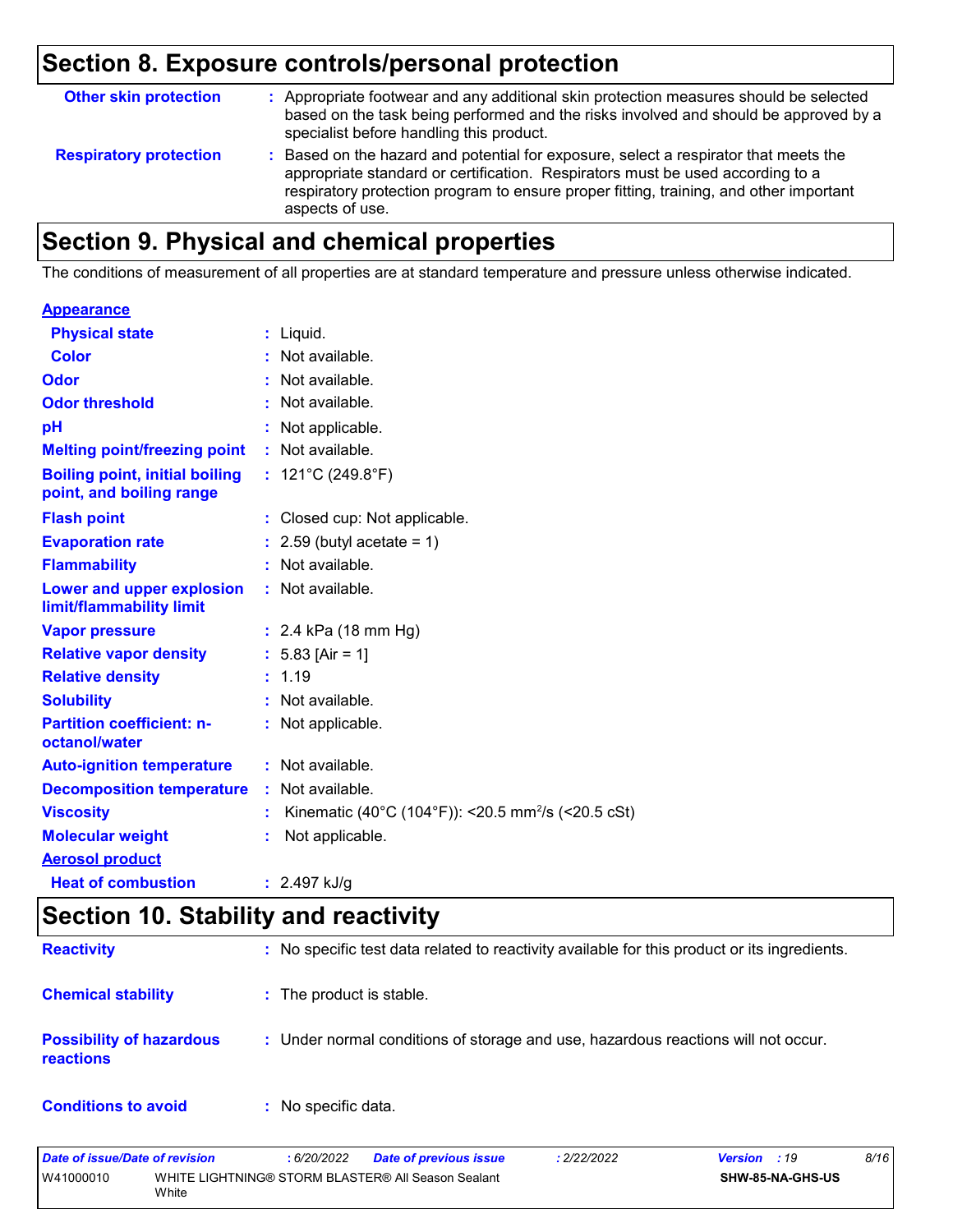## Section 8. Exposure controls/personal protection

**Other skin protection** : Appropriate footwear and any additional skin protection measures should be selected based on the task being performed and the risks involved and should be approved by a specialist before handling this product.

**Respiratory protection** : Based on the hazard and potential for exposure, select a respirator that meets the appropriate standard or certification. Respirators must be used according to a respiratory protection program to ensure proper fitting, training, and other important aspects of use.

## Section 9. Physical and chemical properties

The conditions of measurement of all properties are at standard temperature and pressure unless otherwise indicated.

**Appearance**

| | |
|---|---|
| **Physical state** | : Liquid. |
| **Color** | : Not available. |
| **Odor** | : Not available. |
| **Odor threshold** | : Not available. |
| **pH** | : Not applicable. |
| **Melting point/freezing point** | : Not available. |
| **Boiling point, initial boiling point, and boiling range** | : 121°C (249.8°F) |
| **Flash point** | : Closed cup: Not applicable. |
| **Evaporation rate** | : 2.59 (butyl acetate = 1) |
| **Flammability** | : Not available. |
| **Lower and upper explosion limit/flammability limit** | : Not available. |
| **Vapor pressure** | : 2.4 kPa (18 mm Hg) |
| **Relative vapor density** | : 5.83 [Air = 1] |
| **Relative density** | : 1.19 |
| **Solubility** | : Not available. |
| **Partition coefficient: n-octanol/water** | : Not applicable. |
| **Auto-ignition temperature** | : Not available. |
| **Decomposition temperature** | : Not available. |
| **Viscosity** | : Kinematic (40°C (104°F)): <20.5 $mm^2/s$ (<20.5 cSt) |
| **Molecular weight** | : Not applicable. |

**Aerosol product**

| | |
|---|---|
| **Heat of combustion** | : 2.497 kJ/g |

## Section 10. Stability and reactivity

**Reactivity** : No specific test data related to reactivity available for this product or its ingredients.

**Chemical stability** : The product is stable.

**Possibility of hazardous reactions** : Under normal conditions of storage and use, hazardous reactions will not occur.

**Conditions to avoid** : No specific data.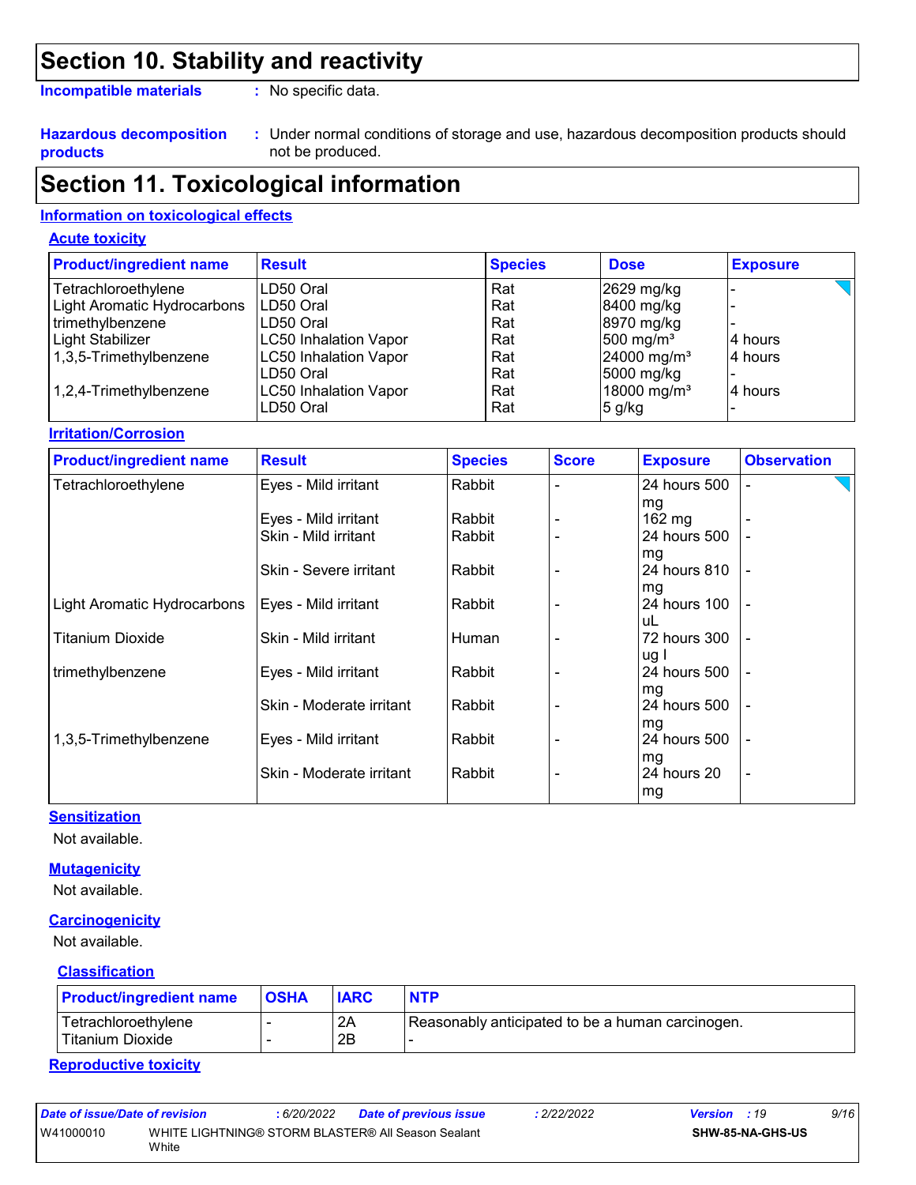## Section 10. Stability and reactivity

**Incompatible materials** : No specific data.

**Hazardous decomposition products** : Under normal conditions of storage and use, hazardous decomposition products should not be produced.

## Section 11. Toxicological information

### Information on toxicological effects

#### Acute toxicity

| Product/ingredient name | Result | Species | Dose | Exposure |
|---|---|---|---|---|
| Tetrachloroethylene | LD50 Oral | Rat | 2629 mg/kg | - |
| Light Aromatic Hydrocarbons | LD50 Oral | Rat | 8400 mg/kg | - |
| trimethylbenzene | LD50 Oral | Rat | 8970 mg/kg | - |
| Light Stabilizer | LC50 Inhalation Vapor | Rat | 500 mg/m³ | 4 hours |
| 1,3,5-Trimethylbenzene | LC50 Inhalation Vapor | Rat | 24000 mg/m³ | 4 hours |
| | LD50 Oral | Rat | 5000 mg/kg | - |
| 1,2,4-Trimethylbenzene | LC50 Inhalation Vapor | Rat | 18000 mg/m³ | 4 hours |
| | LD50 Oral | Rat | 5 g/kg | - |

#### Irritation/Corrosion

| Product/ingredient name | Result | Species | Score | Exposure | Observation |
|---|---|---|---|---|---|
| Tetrachloroethylene | Eyes - Mild irritant | Rabbit | - | 24 hours 500 mg | - |
| | Eyes - Mild irritant | Rabbit | - | 162 mg | - |
| | Skin - Mild irritant | Rabbit | - | 24 hours 500 mg | - |
| | Skin - Severe irritant | Rabbit | - | 24 hours 810 mg | - |
| Light Aromatic Hydrocarbons | Eyes - Mild irritant | Rabbit | - | 24 hours 100 uL | - |
| Titanium Dioxide | Skin - Mild irritant | Human | - | 72 hours 300 ug I | - |
| trimethylbenzene | Eyes - Mild irritant | Rabbit | - | 24 hours 500 mg | - |
| | Skin - Moderate irritant | Rabbit | - | 24 hours 500 mg | - |
| 1,3,5-Trimethylbenzene | Eyes - Mild irritant | Rabbit | - | 24 hours 500 mg | - |
| | Skin - Moderate irritant | Rabbit | - | 24 hours 20 mg | - |

#### Sensitization

Not available.

#### Mutagenicity

Not available.

#### Carcinogenicity

Not available.

#### Classification

| Product/ingredient name | OSHA | IARC | NTP |
|---|---|---|---|
| Tetrachloroethylene | - | 2A | Reasonably anticipated to be a human carcinogen. |
| Titanium Dioxide | - | 2B | - |

#### Reproductive toxicity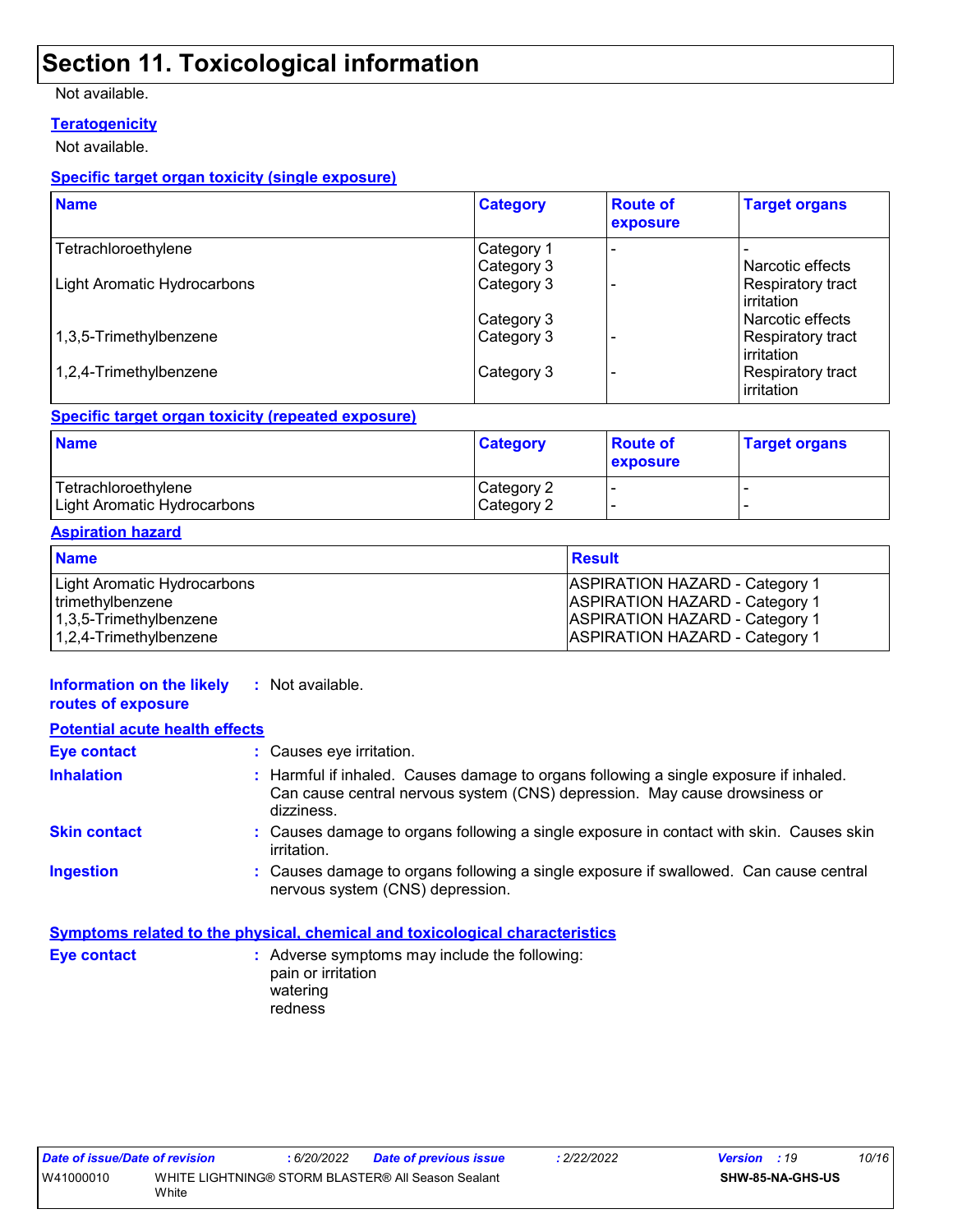# Section 11. Toxicological information

Not available.

**Teratogenicity**

Not available.

**Specific target organ toxicity (single exposure)**

| Name | Category | Route of exposure | Target organs |
|---|---|---|---|
| Tetrachloroethylene | Category 1 | - | - |
| | Category 3 | | Narcotic effects |
| Light Aromatic Hydrocarbons | Category 3 | - | Respiratory tract irritation |
| | Category 3 | | Narcotic effects |
| 1,3,5-Trimethylbenzene | Category 3 | - | Respiratory tract irritation |
| 1,2,4-Trimethylbenzene | Category 3 | - | Respiratory tract irritation |

**Specific target organ toxicity (repeated exposure)**

| Name | Category | Route of exposure | Target organs |
|---|---|---|---|
| Tetrachloroethylene | Category 2 | - | - |
| Light Aromatic Hydrocarbons | Category 2 | - | - |

**Aspiration hazard**

| Name | Result |
|---|---|
| Light Aromatic Hydrocarbons | ASPIRATION HAZARD - Category 1 |
| trimethylbenzene | ASPIRATION HAZARD - Category 1 |
| 1,3,5-Trimethylbenzene | ASPIRATION HAZARD - Category 1 |
| 1,2,4-Trimethylbenzene | ASPIRATION HAZARD - Category 1 |

**Information on the likely routes of exposure** : Not available.

**Potential acute health effects**

**Eye contact** : Causes eye irritation.

**Inhalation** : Harmful if inhaled. Causes damage to organs following a single exposure if inhaled. Can cause central nervous system (CNS) depression. May cause drowsiness or dizziness.

**Skin contact** : Causes damage to organs following a single exposure in contact with skin. Causes skin irritation.

**Ingestion** : Causes damage to organs following a single exposure if swallowed. Can cause central nervous system (CNS) depression.

**Symptoms related to the physical, chemical and toxicological characteristics**

**Eye contact** : Adverse symptoms may include the following:
pain or irritation
watering
redness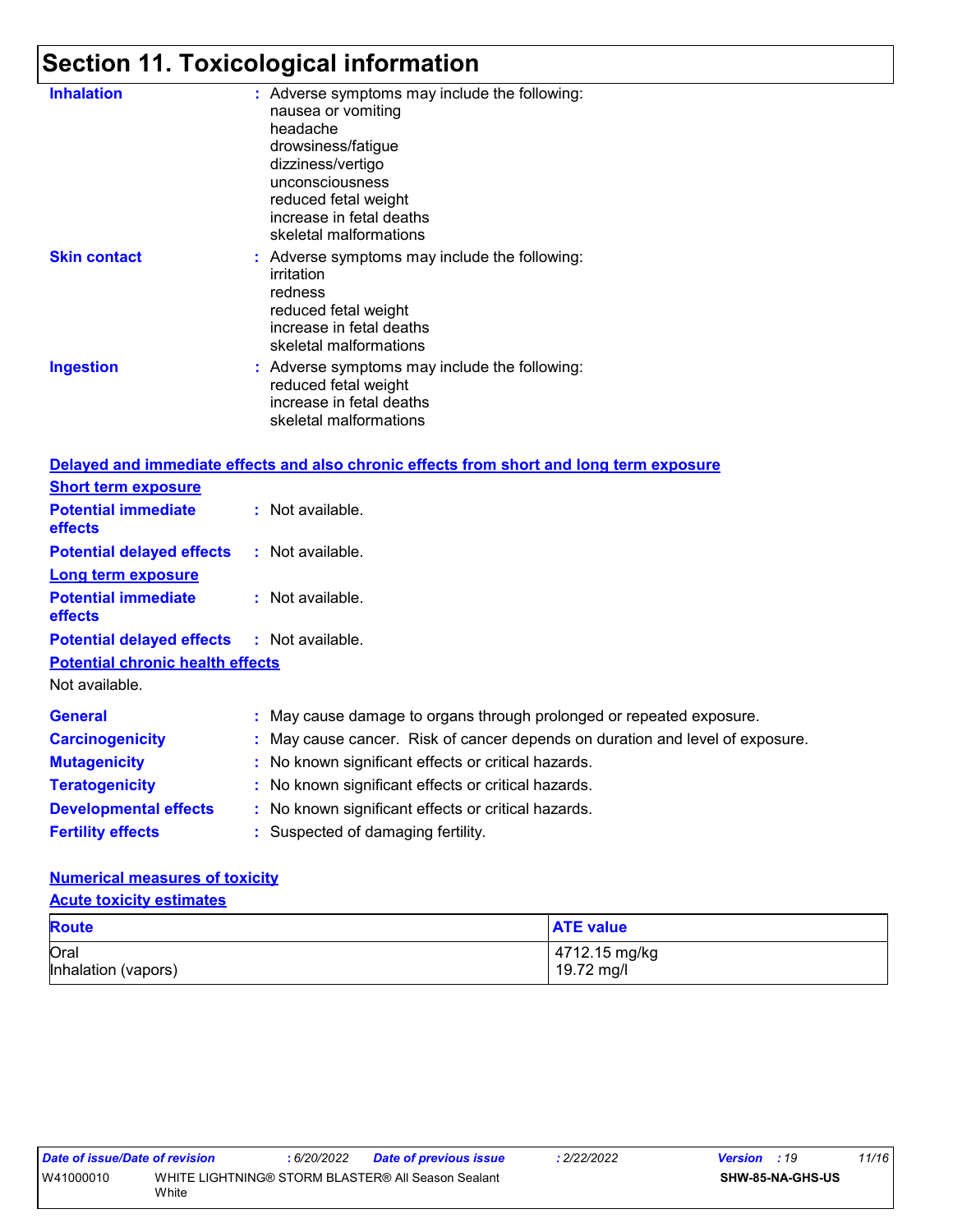# Section 11. Toxicological information

**Inhalation** : Adverse symptoms may include the following:
nausea or vomiting
headache
drowsiness/fatigue
dizziness/vertigo
unconsciousness
reduced fetal weight
increase in fetal deaths
skeletal malformations

**Skin contact** : Adverse symptoms may include the following:
irritation
redness
reduced fetal weight
increase in fetal deaths
skeletal malformations

**Ingestion** : Adverse symptoms may include the following:
reduced fetal weight
increase in fetal deaths
skeletal malformations

## Delayed and immediate effects and also chronic effects from short and long term exposure

### Short term exposure

**Potential immediate effects** : Not available.

**Potential delayed effects** : Not available.

### Long term exposure

**Potential immediate effects** : Not available.

**Potential delayed effects** : Not available.

### Potential chronic health effects

Not available.

**General** : May cause damage to organs through prolonged or repeated exposure.

**Carcinogenicity** : May cause cancer. Risk of cancer depends on duration and level of exposure.

**Mutagenicity** : No known significant effects or critical hazards.

**Teratogenicity** : No known significant effects or critical hazards.

**Developmental effects** : No known significant effects or critical hazards.

**Fertility effects** : Suspected of damaging fertility.

## Numerical measures of toxicity

### Acute toxicity estimates

| Route | ATE value |
|---|---|
| Oral | 4712.15 mg/kg |
| Inhalation (vapors) | 19.72 mg/l |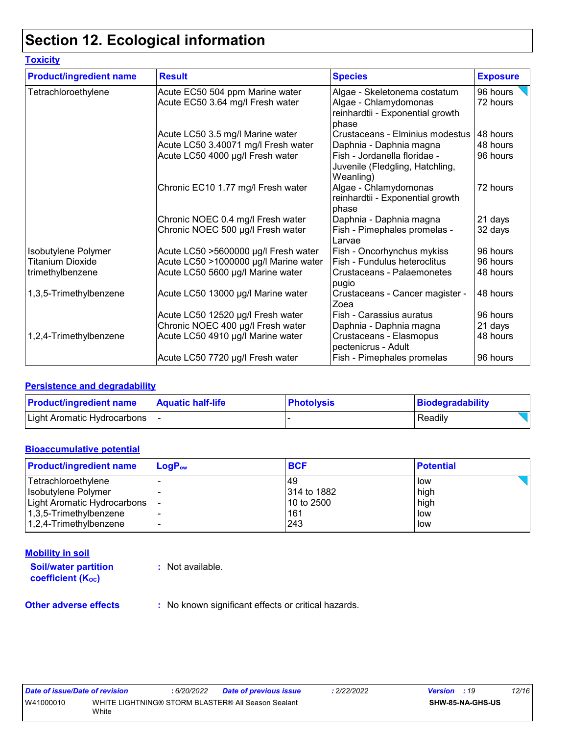# Section 12. Ecological information

**Toxicity**

| Product/ingredient name | Result | Species | Exposure |
|---|---|---|---|
| Tetrachloroethylene | Acute EC50 504 ppm Marine water | Algae - Skeletonema costatum | 96 hours |
| | Acute EC50 3.64 mg/l Fresh water | Algae - Chlamydomonas reinhardtii - Exponential growth phase | 72 hours |
| | Acute LC50 3.5 mg/l Marine water | Crustaceans - Elminius modestus | 48 hours |
| | Acute LC50 3.40071 mg/l Fresh water | Daphnia - Daphnia magna | 48 hours |
| | Acute LC50 4000 µg/l Fresh water | Fish - Jordanella floridae - Juvenile (Fledgling, Hatchling, Weanling) | 96 hours |
| | Chronic EC10 1.77 mg/l Fresh water | Algae - Chlamydomonas reinhardtii - Exponential growth phase | 72 hours |
| | Chronic NOEC 0.4 mg/l Fresh water | Daphnia - Daphnia magna | 21 days |
| | Chronic NOEC 500 µg/l Fresh water | Fish - Pimephales promelas - Larvae | 32 days |
| Isobutylene Polymer | Acute LC50 >5600000 µg/l Fresh water | Fish - Oncorhynchus mykiss | 96 hours |
| Titanium Dioxide | Acute LC50 >1000000 µg/l Marine water | Fish - Fundulus heteroclitus | 96 hours |
| trimethylbenzene | Acute LC50 5600 µg/l Marine water | Crustaceans - Palaemonetes pugio | 48 hours |
| 1,3,5-Trimethylbenzene | Acute LC50 13000 µg/l Marine water | Crustaceans - Cancer magister - Zoea | 48 hours |
| | Acute LC50 12520 µg/l Fresh water | Fish - Carassius auratus | 96 hours |
| | Chronic NOEC 400 µg/l Fresh water | Daphnia - Daphnia magna | 21 days |
| 1,2,4-Trimethylbenzene | Acute LC50 4910 µg/l Marine water | Crustaceans - Elasmopus pectenicrus - Adult | 48 hours |
| | Acute LC50 7720 µg/l Fresh water | Fish - Pimephales promelas | 96 hours |

**Persistence and degradability**

| Product/ingredient name | Aquatic half-life | Photolysis | Biodegradability |
|---|---|---|---|
| Light Aromatic Hydrocarbons | - | - | Readily |

**Bioaccumulative potential**

| Product/ingredient name | $LogP_{ow}$ | BCF | Potential |
|---|---|---|---|
| Tetrachloroethylene | - | 49 | low |
| Isobutylene Polymer | - | 314 to 1882 | high |
| Light Aromatic Hydrocarbons | - | 10 to 2500 | high |
| 1,3,5-Trimethylbenzene | - | 161 | low |
| 1,2,4-Trimethylbenzene | - | 243 | low |

**Mobility in soil**

**Soil/water partition coefficient ($K_{OC}$)** : Not available.

**Other adverse effects** : No known significant effects or critical hazards.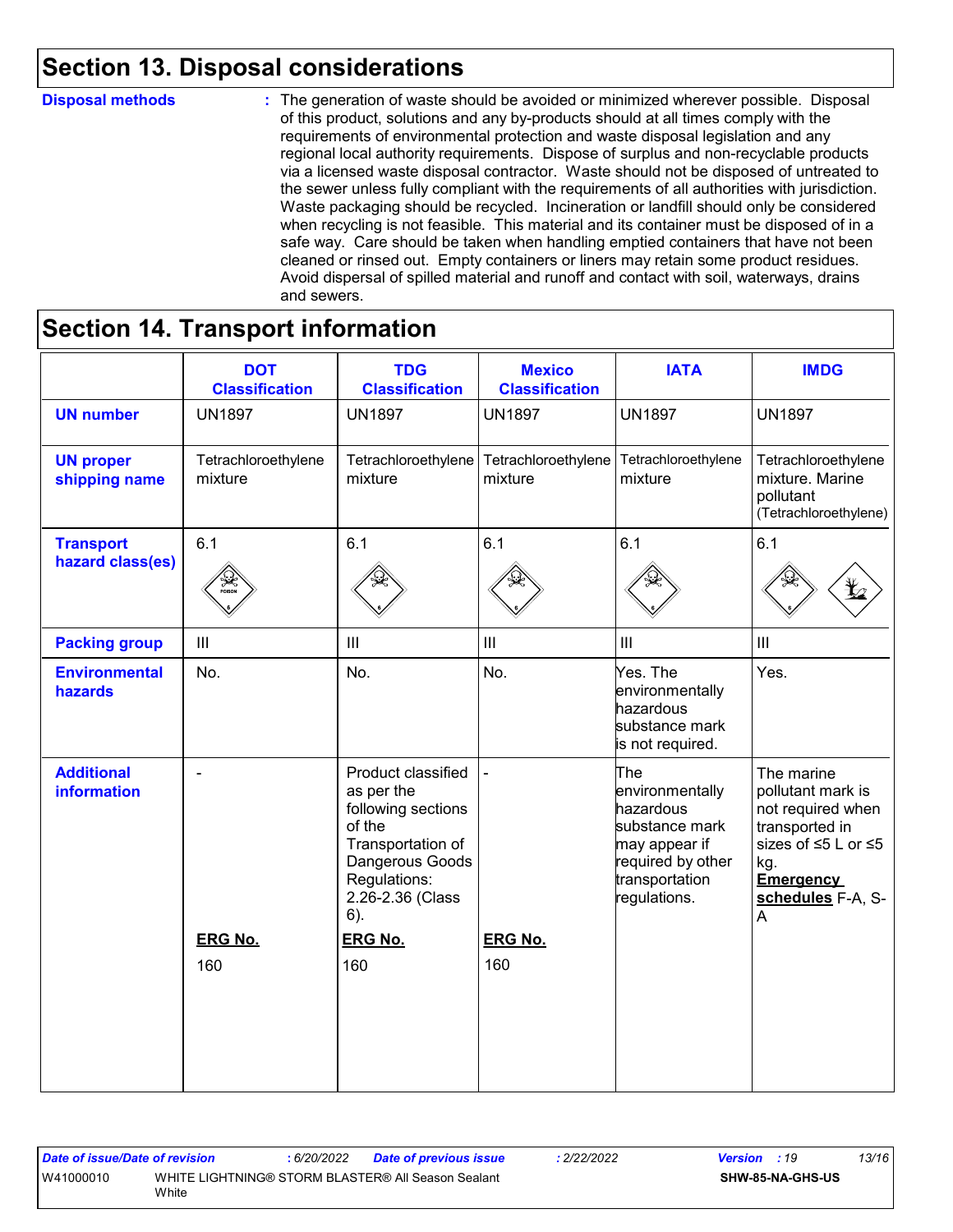## Section 13. Disposal considerations

**Disposal methods** : The generation of waste should be avoided or minimized wherever possible. Disposal of this product, solutions and any by-products should at all times comply with the requirements of environmental protection and waste disposal legislation and any regional local authority requirements. Dispose of surplus and non-recyclable products via a licensed waste disposal contractor. Waste should not be disposed of untreated to the sewer unless fully compliant with the requirements of all authorities with jurisdiction. Waste packaging should be recycled. Incineration or landfill should only be considered when recycling is not feasible. This material and its container must be disposed of in a safe way. Care should be taken when handling emptied containers that have not been cleaned or rinsed out. Empty containers or liners may retain some product residues. Avoid dispersal of spilled material and runoff and contact with soil, waterways, drains and sewers.

## Section 14. Transport information

| | DOT Classification | TDG Classification | Mexico Classification | IATA | IMDG |
|---|---|---|---|---|---|
| **UN number** | UN1897 | UN1897 | UN1897 | UN1897 | UN1897 |
| **UN proper shipping name** | Tetrachloroethylene mixture | Tetrachloroethylene mixture | Tetrachloroethylene mixture | Tetrachloroethylene mixture | Tetrachloroethylene mixture. Marine pollutant (Tetrachloroethylene) |
| **Transport hazard class(es)** | 6.1 | 6.1 | 6.1 | 6.1 | 6.1 |
| **Packing group** | III | III | III | III | III |
| **Environmental hazards** | No. | No. | No. | Yes. The environmentally hazardous substance mark is not required. | Yes. |
| **Additional information** | - <br> **ERG No.** <br> 160 | Product classified as per the following sections of the Transportation of Dangerous Goods Regulations: 2.26-2.36 (Class 6). <br> **ERG No.** <br> 160 | - <br> **ERG No.** <br> 160 | The environmentally hazardous substance mark may appear if required by other transportation regulations. | The marine pollutant mark is not required when transported in sizes of ≤5 L or ≤5 kg. <br> **Emergency schedules** F-A, S-A |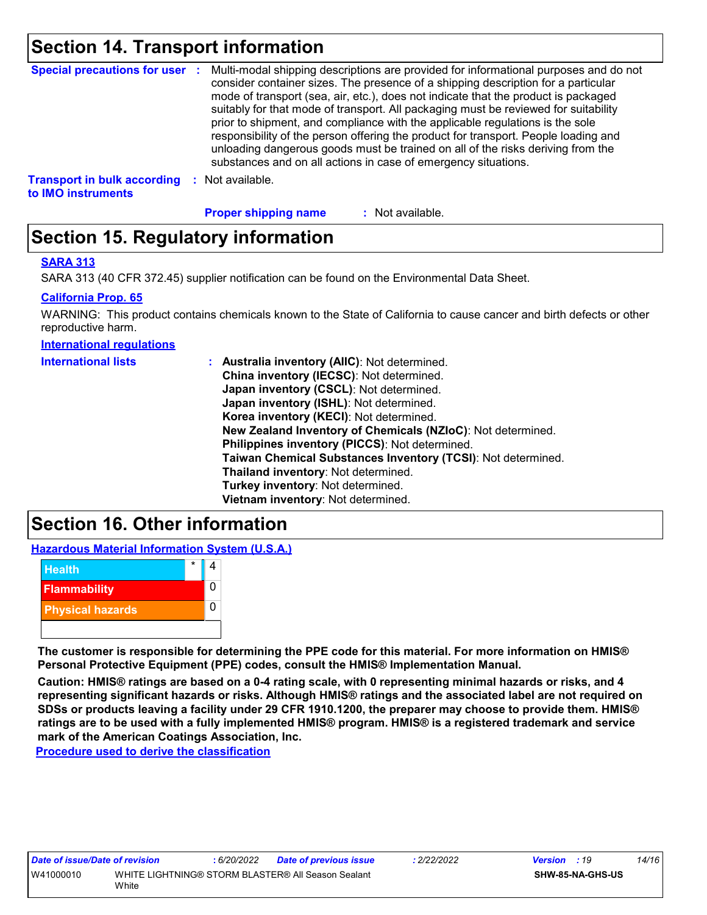## Section 14. Transport information

**Special precautions for user** : Multi-modal shipping descriptions are provided for informational purposes and do not consider container sizes. The presence of a shipping description for a particular mode of transport (sea, air, etc.), does not indicate that the product is packaged suitably for that mode of transport. All packaging must be reviewed for suitability prior to shipment, and compliance with the applicable regulations is the sole responsibility of the person offering the product for transport. People loading and unloading dangerous goods must be trained on all of the risks deriving from the substances and on all actions in case of emergency situations.

**Transport in bulk according to IMO instruments** : Not available.

**Proper shipping name** : Not available.

## Section 15. Regulatory information

**SARA 313**

SARA 313 (40 CFR 372.45) supplier notification can be found on the Environmental Data Sheet.

**California Prop. 65**

WARNING: This product contains chemicals known to the State of California to cause cancer and birth defects or other reproductive harm.

**International regulations**

**International lists** :
**Australia inventory (AIIC)**: Not determined.
**China inventory (IECSC)**: Not determined.
**Japan inventory (CSCL)**: Not determined.
**Japan inventory (ISHL)**: Not determined.
**Korea inventory (KECI)**: Not determined.
**New Zealand Inventory of Chemicals (NZIoC)**: Not determined.
**Philippines inventory (PICCS)**: Not determined.
**Taiwan Chemical Substances Inventory (TCSI)**: Not determined.
**Thailand inventory**: Not determined.
**Turkey inventory**: Not determined.
**Vietnam inventory**: Not determined.

## Section 16. Other information

**Hazardous Material Information System (U.S.A.)**

| Category | | Rating |
|---|---|---|
| Health | * | 4 |
| Flammability | | 0 |
| Physical hazards | | 0 |
| | | |

**The customer is responsible for determining the PPE code for this material. For more information on HMIS® Personal Protective Equipment (PPE) codes, consult the HMIS® Implementation Manual.**

**Caution: HMIS® ratings are based on a 0-4 rating scale, with 0 representing minimal hazards or risks, and 4 representing significant hazards or risks. Although HMIS® ratings and the associated label are not required on SDSs or products leaving a facility under 29 CFR 1910.1200, the preparer may choose to provide them. HMIS® ratings are to be used with a fully implemented HMIS® program. HMIS® is a registered trademark and service mark of the American Coatings Association, Inc.**

**Procedure used to derive the classification**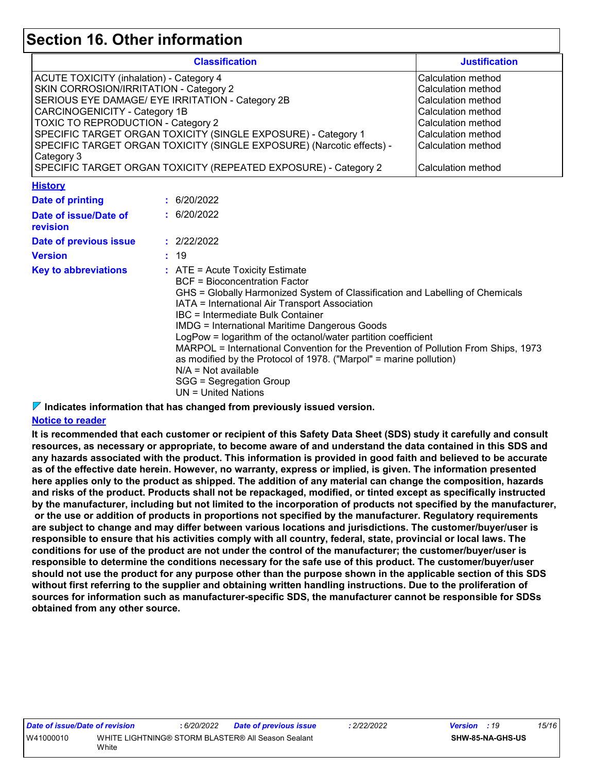# Section 16. Other information

| Classification | Justification |
|---|---|
| ACUTE TOXICITY (inhalation) - Category 4 | Calculation method |
| SKIN CORROSION/IRRITATION - Category 2 | Calculation method |
| SERIOUS EYE DAMAGE/ EYE IRRITATION - Category 2B | Calculation method |
| CARCINOGENICITY - Category 1B | Calculation method |
| TOXIC TO REPRODUCTION - Category 2 | Calculation method |
| SPECIFIC TARGET ORGAN TOXICITY (SINGLE EXPOSURE) - Category 1 | Calculation method |
| SPECIFIC TARGET ORGAN TOXICITY (SINGLE EXPOSURE) (Narcotic effects) - Category 3 | Calculation method |
| SPECIFIC TARGET ORGAN TOXICITY (REPEATED EXPOSURE) - Category 2 | Calculation method |

**History**

**Date of printing** : 6/20/2022

**Date of issue/Date of revision** : 6/20/2022

**Date of previous issue** : 2/22/2022

**Version** : 19

**Key to abbreviations** : ATE = Acute Toxicity Estimate
BCF = Bioconcentration Factor
GHS = Globally Harmonized System of Classification and Labelling of Chemicals
IATA = International Air Transport Association
IBC = Intermediate Bulk Container
IMDG = International Maritime Dangerous Goods
LogPow = logarithm of the octanol/water partition coefficient
MARPOL = International Convention for the Prevention of Pollution From Ships, 1973 as modified by the Protocol of 1978. ("Marpol" = marine pollution)
N/A = Not available
SGG = Segregation Group
UN = United Nations

**Indicates information that has changed from previously issued version.**

**Notice to reader**

**It is recommended that each customer or recipient of this Safety Data Sheet (SDS) study it carefully and consult resources, as necessary or appropriate, to become aware of and understand the data contained in this SDS and any hazards associated with the product. This information is provided in good faith and believed to be accurate as of the effective date herein. However, no warranty, express or implied, is given. The information presented here applies only to the product as shipped. The addition of any material can change the composition, hazards and risks of the product. Products shall not be repackaged, modified, or tinted except as specifically instructed by the manufacturer, including but not limited to the incorporation of products not specified by the manufacturer, or the use or addition of products in proportions not specified by the manufacturer. Regulatory requirements are subject to change and may differ between various locations and jurisdictions. The customer/buyer/user is responsible to ensure that his activities comply with all country, federal, state, provincial or local laws. The conditions for use of the product are not under the control of the manufacturer; the customer/buyer/user is responsible to determine the conditions necessary for the safe use of this product. The customer/buyer/user should not use the product for any purpose other than the purpose shown in the applicable section of this SDS without first referring to the supplier and obtaining written handling instructions. Due to the proliferation of sources for information such as manufacturer-specific SDS, the manufacturer cannot be responsible for SDSs obtained from any other source.**